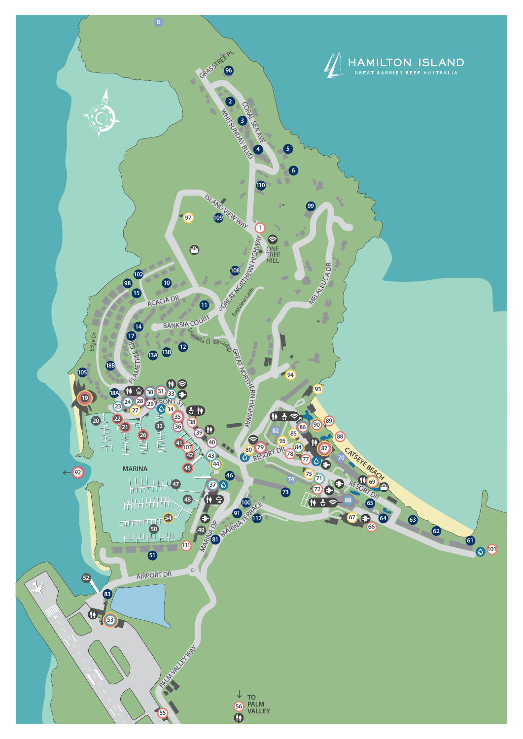# HAMILTON ISLAND

GREAT BARRIER REEF AUSTRALIA

GRASSTREE PL

CORAL SEA AVE

WHITSUNDAY BLVD

ISLAND VIEW WAY

GREAT NORTHERN HIGHWAY

ONE TREE HILL

Eastview Lane

MELALEUCA DR

ACACIA DR

BANKSIA COURT

Dianella Cl

Cycad Cl

Edge Dr

FLAMETREE GR

FRONT ST

RESORT DR

CATSEYE BEACH

MARINA

MARINA DR

MARINA TERRACE

AIRPORT DR

PALM VALLEY WAY

TO PALM VALLEY

8, 96, 2, 3, 4, 5, 6, 110, 99, 97, 109, 1, 108, 102, 98, 10, 15, 11, 14, 17, 12, 13A, 13B, 18B, 105, 19, 18A, 30, 31, 33, 23, 24, 28, 29, 27, 34, 20, 22, 21, 35, 32, 36, 38, 26, 39, 40, 41, 107, 42, 43, 44, 45, 92, 94, 93, 86, 90, 89, 82, 85, 88, 95, 84, 87, 80, 79, 78, 77, 70, 75, 71, 74, 69, 73, 72, 68, 65, 46, 37, 47, 48, 100, 91, 112, 67, 64, 63, 66, 62, 61, 101, 54, 50, 49, 81, 111, 51, 52, 83, 53, 55, 56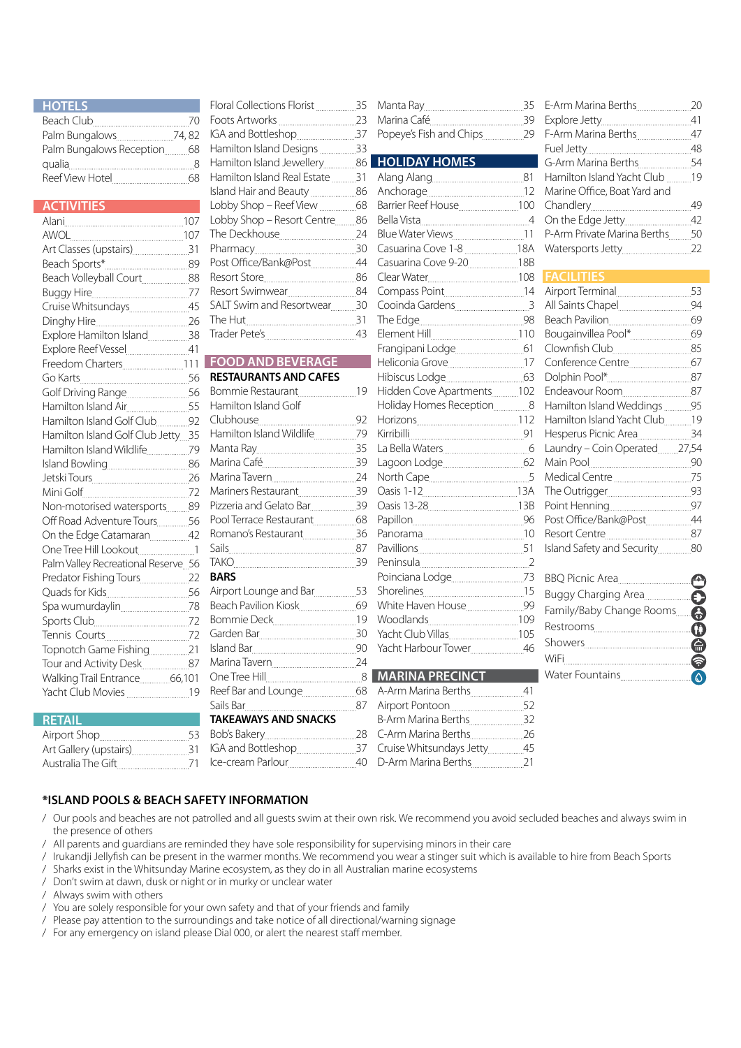## HOTELS

- Beach Club ..... 70
- Palm Bungalows ..... 74, 82
- Palm Bungalows Reception ..... 68
- qualia ..... 8
- Reef View Hotel ..... 68

## ACTIVITIES

- Alani ..... 107
- AWOL ..... 107
- Art Classes (upstairs) ..... 31
- Beach Sports* ..... 89
- Beach Volleyball Court ..... 88
- Buggy Hire ..... 77
- Cruise Whitsundays ..... 45
- Dinghy Hire ..... 26
- Explore Hamilton Island ..... 38
- Explore Reef Vessel ..... 41
- Freedom Charters ..... 111
- Go Karts ..... 56
- Golf Driving Range ..... 56
- Hamilton Island Air ..... 55
- Hamilton Island Golf Club ..... 92
- Hamilton Island Golf Club Jetty ..... 35
- Hamilton Island Wildlife ..... 79
- Island Bowling ..... 86
- Jetski Tours ..... 26
- Mini Golf ..... 72
- Non-motorised watersports ..... 89
- Off Road Adventure Tours ..... 56
- On the Edge Catamaran ..... 42
- One Tree Hill Lookout ..... 1
- Palm Valley Recreational Reserve ..... 56
- Predator Fishing Tours ..... 22
- Quads for Kids ..... 56
- Spa wumurdaylin ..... 78
- Sports Club ..... 72
- Tennis Courts ..... 72
- Topnotch Game Fishing ..... 21
- Tour and Activity Desk ..... 87
- Walking Trail Entrance ..... 66,101
- Yacht Club Movies ..... 19

## RETAIL

- Airport Shop ..... 53
- Art Gallery (upstairs) ..... 31
- Australia The Gift ..... 71
- Floral Collections Florist ..... 35
- Foots Artworks ..... 23
- IGA and Bottleshop ..... 37
- Hamilton Island Designs ..... 33
- Hamilton Island Jewellery ..... 86
- Hamilton Island Real Estate ..... 31
- Island Hair and Beauty ..... 86
- Lobby Shop – Reef View ..... 68
- Lobby Shop – Resort Centre ..... 86
- The Deckhouse ..... 24
- Pharmacy ..... 30
- Post Office/Bank@Post ..... 44
- Resort Store ..... 86
- Resort Swimwear ..... 84
- SALT Swim and Resortwear ..... 30
- The Hut ..... 31
- Trader Pete's ..... 43

## FOOD AND BEVERAGE

### RESTAURANTS AND CAFES

- Bommie Restaurant ..... 19
- Hamilton Island Golf Clubhouse ..... 92
- Hamilton Island Wildlife ..... 79
- Manta Ray ..... 35
- Marina Café ..... 39
- Marina Tavern ..... 24
- Mariners Restaurant ..... 39
- Pizzeria and Gelato Bar ..... 39
- Pool Terrace Restaurant ..... 68
- Romano's Restaurant ..... 36
- Sails ..... 87
- TAKO ..... 39

### BARS

- Airport Lounge and Bar ..... 53
- Beach Pavilion Kiosk ..... 69
- Bommie Deck ..... 19
- Garden Bar ..... 30
- Island Bar ..... 90
- Marina Tavern ..... 24
- One Tree Hill ..... 8
- Reef Bar and Lounge ..... 68
- Sails Bar ..... 87

### TAKEAWAYS AND SNACKS

- Bob's Bakery ..... 28
- IGA and Bottleshop ..... 37
- Ice-cream Parlour ..... 40
- Manta Ray ..... 35
- Marina Café ..... 39
- Popeye's Fish and Chips ..... 29

## HOLIDAY HOMES

- Alang Alang ..... 81
- Anchorage ..... 12
- Barrier Reef House ..... 100
- Bella Vista ..... 4
- Blue Water Views ..... 11
- Casuarina Cove 1-8 ..... 18A
- Casuarina Cove 9-20 ..... 18B
- Clear Water ..... 108
- Compass Point ..... 14
- Cooinda Gardens ..... 3
- The Edge ..... 98
- Element Hill ..... 110
- Frangipani Lodge ..... 61
- Heliconia Grove ..... 17
- Hibiscus Lodge ..... 63
- Hidden Cove Apartments ..... 102
- Holiday Homes Reception ..... 8
- Horizons ..... 112
- Kirribilli ..... 91
- La Bella Waters ..... 6
- Lagoon Lodge ..... 62
- North Cape ..... 5
- Oasis 1-12 ..... 13A
- Oasis 13-28 ..... 13B
- Papillon ..... 96
- Panorama ..... 10
- Pavillions ..... 51
- Peninsula ..... 2
- Poinciana Lodge ..... 73
- Shorelines ..... 15
- White Haven House ..... 99
- Woodlands ..... 109
- Yacht Club Villas ..... 105
- Yacht Harbour Tower ..... 46

## MARINA PRECINCT

- A-Arm Marina Berths ..... 41
- Airport Pontoon ..... 52
- B-Arm Marina Berths ..... 32
- C-Arm Marina Berths ..... 26
- Cruise Whitsundays Jetty ..... 45
- D-Arm Marina Berths ..... 21
- E-Arm Marina Berths ..... 20
- Explore Jetty ..... 41
- F-Arm Marina Berths ..... 47
- Fuel Jetty ..... 48
- G-Arm Marina Berths ..... 54
- Hamilton Island Yacht Club ..... 19
- Marine Office, Boat Yard and Chandlery ..... 49
- On the Edge Jetty ..... 42
- P-Arm Private Marina Berths ..... 50
- Watersports Jetty ..... 22

## FACILITIES

- Airport Terminal ..... 53
- All Saints Chapel ..... 94
- Beach Pavilion ..... 69
- Bougainvillea Pool* ..... 69
- Clownfish Club ..... 85
- Conference Centre ..... 67
- Dolphin Pool* ..... 87
- Endeavour Room ..... 87
- Hamilton Island Weddings ..... 95
- Hamilton Island Yacht Club ..... 19
- Hesperus Picnic Area ..... 34
- Laundry – Coin Operated ..... 27,54
- Main Pool ..... 90
- Medical Centre ..... 75
- The Outrigger ..... 93
- Point Henning ..... 97
- Post Office/Bank@Post ..... 44
- Resort Centre ..... 87
- Island Safety and Security ..... 80

- BBQ Picnic Area
- Buggy Charging Area
- Family/Baby Change Rooms
- Restrooms
- Showers
- WiFi
- Water Fountains

## *ISLAND POOLS & BEACH SAFETY INFORMATION

/ Our pools and beaches are not patrolled and all guests swim at their own risk. We recommend you avoid secluded beaches and always swim in the presence of others
/ All parents and guardians are reminded they have sole responsibility for supervising minors in their care
/ Irukandji Jellyfish can be present in the warmer months. We recommend you wear a stinger suit which is available to hire from Beach Sports
/ Sharks exist in the Whitsunday Marine ecosystem, as they do in all Australian marine ecosystems
/ Don't swim at dawn, dusk or night or in murky or unclear water
/ Always swim with others
/ You are solely responsible for your own safety and that of your friends and family
/ Please pay attention to the surroundings and take notice of all directional/warning signage
/ For any emergency on island please Dial 000, or alert the nearest staff member.